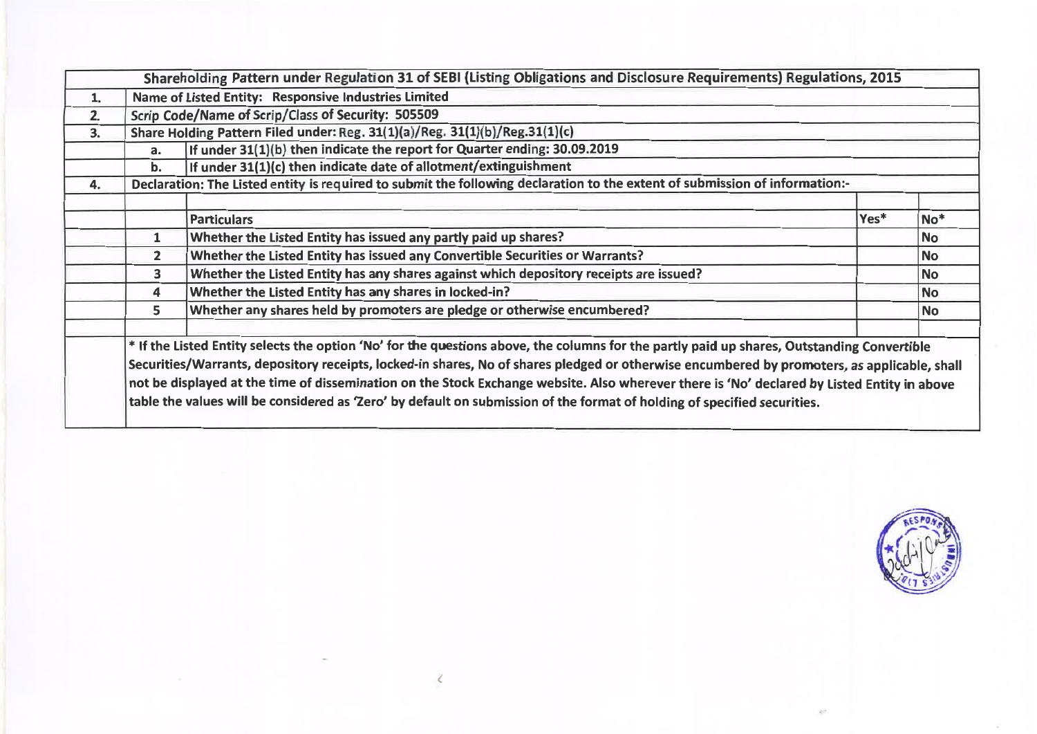| Shareholding Pattern under Regulation 31 of SEBI (Listing Obligations and Disclosure Requirements) Regulations, 2015 | | | | |
|---|---|---|---|---|
| 1. | Name of Listed Entity: Responsive Industries Limited | | | |
| 2. | Scrip Code/Name of Scrip/Class of Security: 505509 | | | |
| 3. | Share Holding Pattern Filed under: Reg. 31(1)(a)/Reg. 31(1)(b)/Reg.31(1)(c) | | | |
| | a. | If under 31(1)(b) then indicate the report for Quarter ending: 30.09.2019 | | |
| | b. | If under 31(1)(c) then indicate date of allotment/extinguishment | | |
| 4. | Declaration: The Listed entity is required to submit the following declaration to the extent of submission of information:- | | | |
| | | | | |
| | | Particulars | Yes* | No* |
| | 1 | Whether the Listed Entity has issued any partly paid up shares? | | No |
| | 2 | Whether the Listed Entity has issued any Convertible Securities or Warrants? | | No |
| | 3 | Whether the Listed Entity has any shares against which depository receipts are issued? | | No |
| | 4 | Whether the Listed Entity has any shares in locked-in? | | No |
| | 5 | Whether any shares held by promoters are pledge or otherwise encumbered? | | No |
| | | | | |
| | * If the Listed Entity selects the option 'No' for the questions above, the columns for the partly paid up shares, Outstanding Convertible Securities/Warrants, depository receipts, locked-in shares, No of shares pledged or otherwise encumbered by promoters, as applicable, shall not be displayed at the time of dissemination on the Stock Exchange website. Also wherever there is 'No' declared by Listed Entity in above table the values will be considered as 'Zero' by default on submission of the format of holding of specified securities. | | | |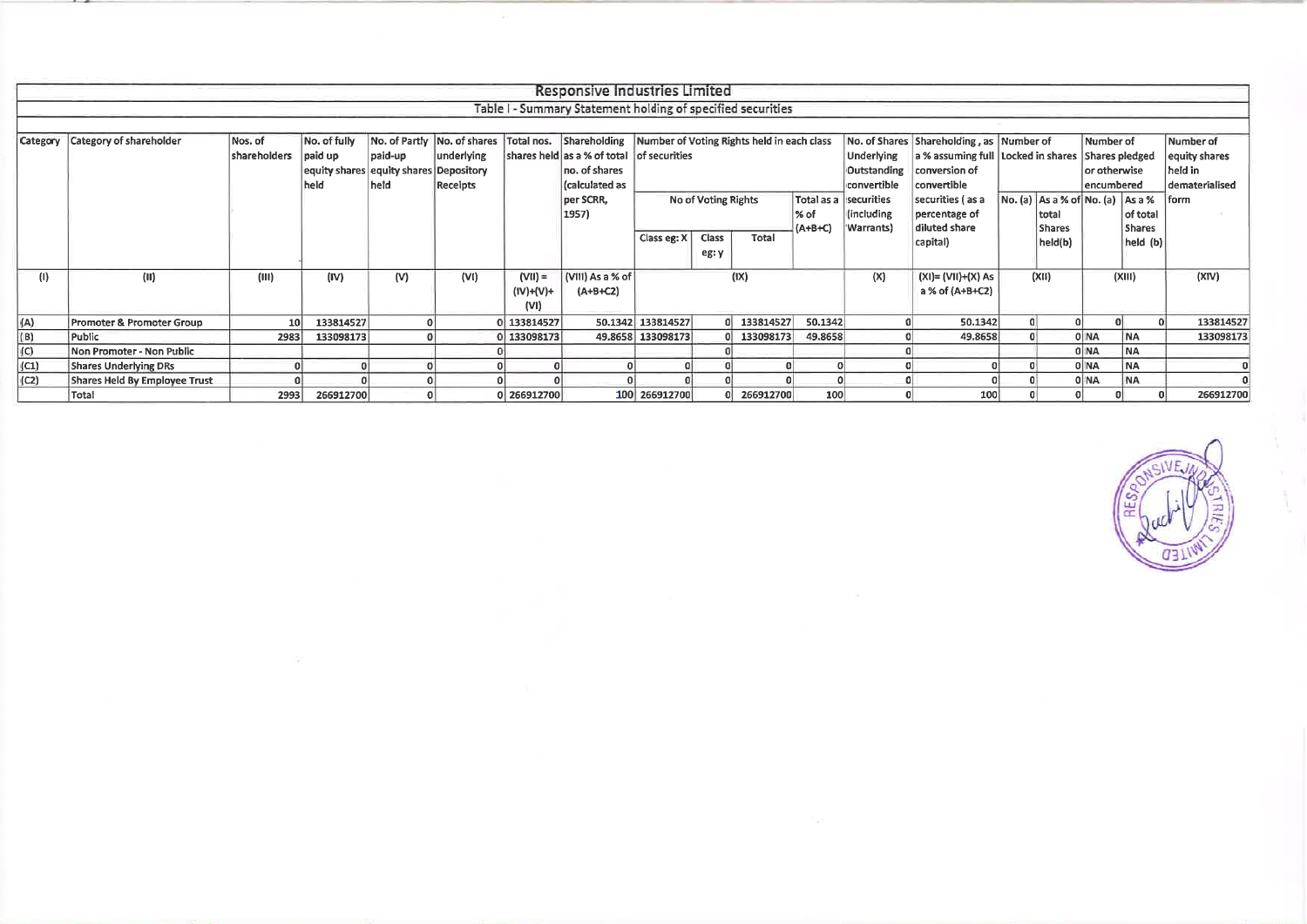# Responsive Industries Limited

## Table I - Summary Statement holding of specified securities

| Category | Category of shareholder | Nos. of shareholders | No. of fully paid up equity shares held | No. of Partly paid-up equity shares held | No. of shares underlying Depository Receipts | Total nos. shares held | Shareholding as a % of total no. of shares (calculated as per SCRR, 1957) | Number of Voting Rights held in each class of securities | | | | No. of Shares Underlying Outstanding convertible securities (including Warrants) | Shareholding , as a % assuming full conversion of convertible securities ( as a percentage of diluted share capital) | Number of Locked in shares | | Number of Shares pledged or otherwise encumbered | | Number of equity shares held in dematerialised form |
|---|---|---|---|---|---|---|---|---|---|---|---|---|---|---|---|---|---|---|
| | | | | | | | | No of Voting Rights | | | Total as a % of (A+B+C) | | | No. (a) | As a % of total Shares held(b) | No. (a) | As a % of total Shares held (b) | |
| | | | | | | | | Class eg: X | Class eg: y | Total | | | | | | | | |
| (I) | (II) | (III) | (IV) | (V) | (VI) | (VII) = (IV)+(V)+ (VI) | (VIII) As a % of (A+B+C2) | (IX) | | | | (X) | (XI)= (VII)+(X) As a % of (A+B+C2) | (XII) | | (XIII) | | (XIV) |
| (A) | Promoter & Promoter Group | 10 | 133814527 | 0 | 0 | 133814527 | 50.1342 | 133814527 | 0 | 133814527 | 50.1342 | 0 | 50.1342 | 0 | 0 | 0 | 0 | 133814527 |
| (B) | Public | 2983 | 133098173 | 0 | 0 | 133098173 | 49.8658 | 133098173 | 0 | 133098173 | 49.8658 | 0 | 49.8658 | 0 | 0 | NA | NA | 133098173 |
| (C) | Non Promoter - Non Public | | | | 0 | | | | 0 | | | 0 | | | 0 | NA | NA | |
| (C1) | Shares Underlying DRs | 0 | 0 | 0 | 0 | 0 | 0 | 0 | 0 | 0 | 0 | 0 | 0 | 0 | 0 | NA | NA | 0 |
| (C2) | Shares Held By Employee Trust | 0 | 0 | 0 | 0 | 0 | 0 | 0 | 0 | 0 | 0 | 0 | 0 | 0 | 0 | NA | NA | 0 |
| | Total | 2993 | 266912700 | 0 | 0 | 266912700 | 100 | 266912700 | 0 | 266912700 | 100 | 0 | 100 | 0 | 0 | 0 | 0 | 266912700 |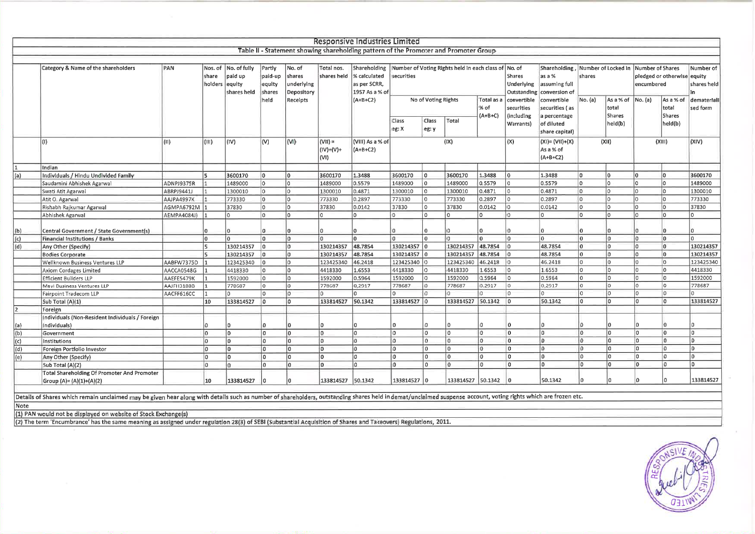# Responsive Industries Limited

## Table II - Statement showing shareholding pattern of the Promoter and Promoter Group

| | Category & Name of the shareholders | PAN | Nos. of share holders | No. of fully paid up equity shares held | Partly paid-up equity shares held | No. of shares underlying Depository Receipts | Total nos. shares held | Shareholding % calculated as per SCRR, 1957 As a % of (A+B+C2) | Number of Voting Rights held in each class of securities | | | | No. of Shares Underlying Outstanding convertible securities (including Warrants) | Shareholding , as a % assuming full conversion of convertible securities ( as a percentage of diluted share capital) | Number of Locked in shares | | Number of Shares pledged or otherwise encumbered | | Number of equity shares held in dematerialised form |
|---|---|---|---|---|---|---|---|---|---|---|---|---|---|---|---|---|---|---|---|
| | | | | | | | | | No of Voting Rights | | | Total as a % of (A+B+C) | | | No. (a) | As a % of total Shares held(b) | No. (a) | As a % of total Shares held(b) | |
| | | | | | | | | | Class eg: X | Class eg: y | Total | | | | | | | | |
| | (I) | (II) | (III) | (IV) | (V) | (VI) | (VII) = (IV)+(V)+ (VI) | (VIII) As a % of (A+B+C2) | (IX) | | | | (X) | (XI)= (VII)+(X) As a % of (A+B+C2) | (XII) | | (XIII) | | (XIV) |
| 1 | Indian | | | | | | | | | | | | | | | | | | |
| (a) | Individuals / Hindu Undivided Family | | 5 | 3600170 | 0 | 0 | 3600170 | 1.3488 | 3600170 | 0 | 3600170 | 1.3488 | 0 | 1.3488 | 0 | 0 | 0 | 0 | 3600170 |
| | Saudamini Abhishek Agarwal | ADNPJ9375R | 1 | 1489000 | 0 | 0 | 1489000 | 0.5579 | 1489000 | 0 | 1489000 | 0.5579 | 0 | 0.5579 | 0 | 0 | 0 | 0 | 1489000 |
| | Swati Atit Agarwal | ABRPJ9441J | 1 | 1300010 | 0 | 0 | 1300010 | 0.4871 | 1300010 | 0 | 1300010 | 0.4871 | 0 | 0.4871 | 0 | 0 | 0 | 0 | 1300010 |
| | Atit O. Agarwal | AAJPA4997K | 1 | 773330 | 0 | 0 | 773330 | 0.2897 | 773330 | 0 | 773330 | 0.2897 | 0 | 0.2897 | 0 | 0 | 0 | 0 | 773330 |
| | Rishabh Rajkumar Agarwal | AGMPA6792M | 1 | 37830 | 0 | 0 | 37830 | 0.0142 | 37830 | 0 | 37830 | 0.0142 | 0 | 0.0142 | 0 | 0 | 0 | 0 | 37830 |
| | Abhishek Agarwal | AEMPA4084J | 1 | 0 | 0 | 0 | 0 | 0 | 0 | 0 | 0 | 0 | 0 | 0 | 0 | 0 | 0 | 0 | 0 |
| (b) | Central Government / State Government(s) | | 0 | 0 | 0 | 0 | 0 | 0 | 0 | 0 | 0 | 0 | 0 | 0 | 0 | 0 | 0 | 0 | 0 |
| (c) | Financial Institutions / Banks | | 0 | 0 | 0 | 0 | 0 | 0 | 0 | 0 | 0 | 0 | 0 | 0 | 0 | 0 | 0 | 0 | 0 |
| (d) | Any Other (Specify) | | 5 | 130214357 | 0 | 0 | 130214357 | 48.7854 | 130214357 | 0 | 130214357 | 48.7854 | 0 | 48.7854 | 0 | 0 | 0 | 0 | 130214357 |
| | Bodies Corporate | | 5 | 130214357 | 0 | 0 | 130214357 | 48.7854 | 130214357 | 0 | 130214357 | 48.7854 | 0 | 48.7854 | 0 | 0 | 0 | 0 | 130214357 |
| | Wellknown Business Ventures LLP | AABFW7375D | 1 | 123425340 | 0 | 0 | 123425340 | 46.2418 | 123425340 | 0 | 123425340 | 46.2418 | 0 | 46.2418 | 0 | 0 | 0 | 0 | 123425340 |
| | Axiom Cordages Limited | AACCA0548G | 1 | 4418330 | 0 | 0 | 4418330 | 1.6553 | 4418330 | 0 | 4418330 | 1.6553 | 0 | 1.6553 | 0 | 0 | 0 | 0 | 4418330 |
| | Efficient Builders LLP | AAEFE5479K | 1 | 1592000 | 0 | 0 | 1592000 | 0.5964 | 1592000 | 0 | 1592000 | 0.5964 | 0 | 0.5964 | 0 | 0 | 0 | 0 | 1592000 |
| | Mavi Business Ventures LLP | AAJFI3188B | 1 | 778687 | 0 | 0 | 778687 | 0.2917 | 778687 | 0 | 778687 | 0.2917 | 0 | 0.2917 | 0 | 0 | 0 | 0 | 778687 |
| | Fairpoint Tradecom LLP | AACFF616CC | 1 | 0 | 0 | 0 | 0 | 0 | 0 | 0 | 0 | 0 | 0 | 0 | 0 | 0 | 0 | 0 | 0 |
| | Sub Total (A)(1) | | 10 | 133814527 | 0 | 0 | 133814527 | 50.1342 | 133814527 | 0 | 133814527 | 50.1342 | 0 | 50.1342 | 0 | 0 | 0 | 0 | 133814527 |
| 2 | Foreign | | | | | | | | | | | | | | | | | | |
| (a) | Individuals (Non-Resident Individuals / Foreign Individuals) | | 0 | 0 | 0 | 0 | 0 | 0 | 0 | 0 | 0 | 0 | 0 | 0 | 0 | 0 | 0 | 0 | 0 |
| (b) | Government | | 0 | 0 | 0 | 0 | 0 | 0 | 0 | 0 | 0 | 0 | 0 | 0 | 0 | 0 | 0 | 0 | 0 |
| (c) | Institutions | | 0 | 0 | 0 | 0 | 0 | 0 | 0 | 0 | 0 | 0 | 0 | 0 | 0 | 0 | 0 | 0 | 0 |
| (d) | Foreign Portfolio Investor | | 0 | 0 | 0 | 0 | 0 | 0 | 0 | 0 | 0 | 0 | 0 | 0 | 0 | 0 | 0 | 0 | 0 |
| (e) | Any Other (Specify) | | 0 | 0 | 0 | 0 | 0 | 0 | 0 | 0 | 0 | 0 | 0 | 0 | 0 | 0 | 0 | 0 | 0 |
| | Sub Total (A)(2) | | 0 | 0 | 0 | 0 | 0 | 0 | 0 | 0 | 0 | 0 | 0 | 0 | 0 | 0 | 0 | 0 | 0 |
| | Total Shareholding Of Promoter And Promoter Group (A)= (A)(1)+(A)(2) | | 10 | 133814527 | 0 | 0 | 133814527 | 50.1342 | 133814527 | 0 | 133814527 | 50.1342 | 0 | 50.1342 | 0 | 0 | 0 | 0 | 133814527 |

Details of Shares which remain unclaimed may be given hear along with details such as number of shareholders, outstanding shares held in demat/unclaimed suspense account, voting rights which are frozen etc.

Note

(1) PAN would not be displayed on website of Stock Exchange(s)

(2) The term 'Encumbrance' has the same meaning as assigned under regulation 28(3) of SEBI (Substantial Acquisition of Shares and Takeovers) Regulations, 2011.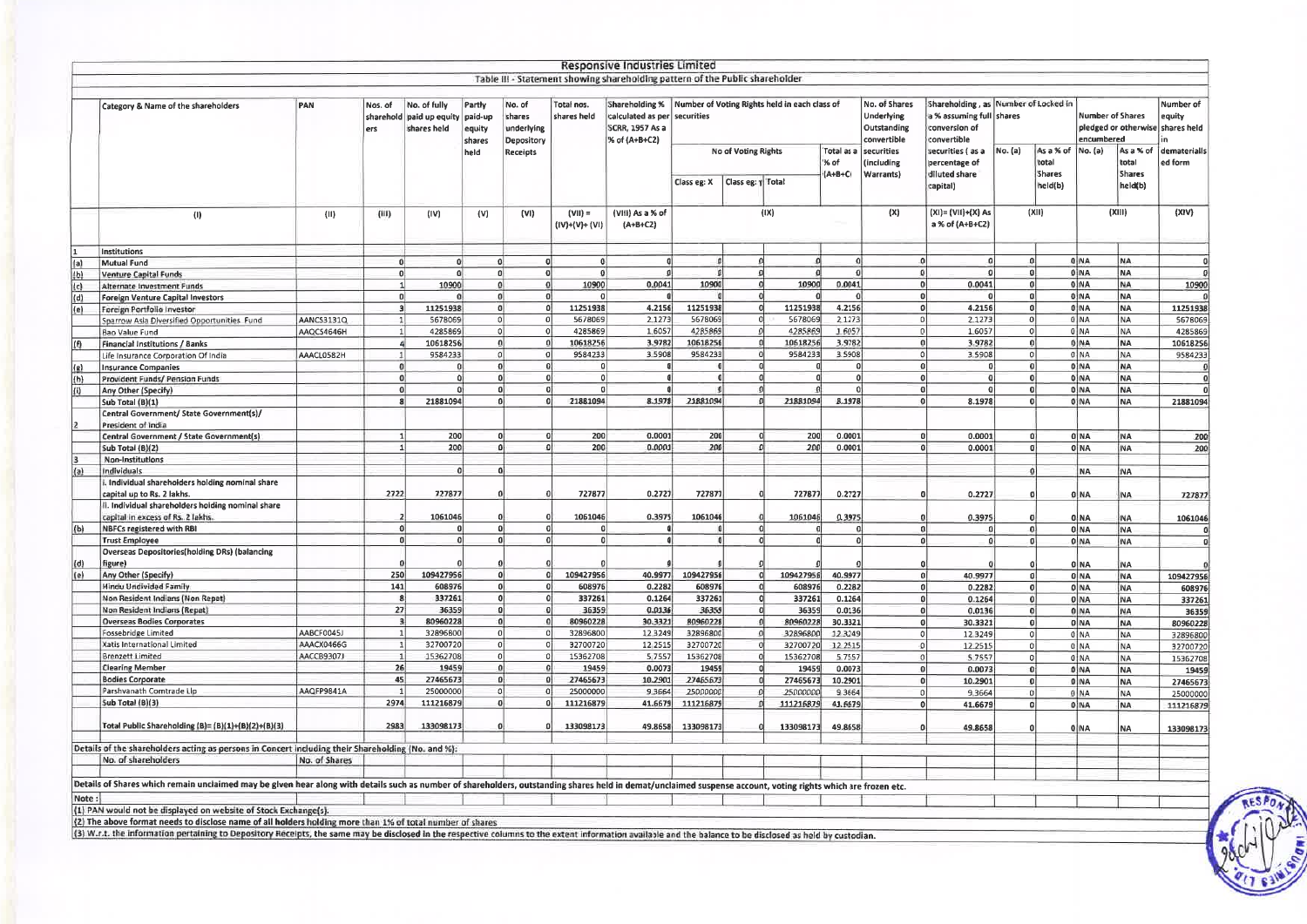# Responsive Industries Limited

## Table III - Statement showing shareholding pattern of the Public shareholder

| | Category & Name of the shareholders | PAN | Nos. of shareholders | No. of fully paid up equity shares held | Partly paid-up equity shares held | No. of shares underlying Depository Receipts | Total nos. shares held | Shareholding % calculated as per SCRR, 1957 As a % of (A+B+C2) | Number of Voting Rights held in each class of securities | | | | No. of Shares Underlying Outstanding convertible securities (including Warrants) | Shareholding , as a % assuming full conversion of convertible securities ( as a percentage of diluted share capital) | Number of Locked in shares | | Number of Shares pledged or otherwise encumbered | | Number of equity shares held in dematerialised form |
|---|---|---|---|---|---|---|---|---|---|---|---|---|---|---|---|---|---|---|---|
| | | | | | | | | | No of Voting Rights | | | Total as a % of (A+B+C) | | | No. (a) | As a % of total Shares held(b) | No. (a) | As a % of total Shares held(b) | |
| | | | | | | | | | Class eg: X | Class eg: y | Total | | | | | | | | |
| | (I) | (II) | (III) | (IV) | (V) | (VI) | (VII) = (IV)+(V)+ (VI) | (VIII) As a % of (A+B+C2) | (IX) | | | | (X) | (XI)= (VII)+(X) As a % of (A+B+C2) | (XII) | | (XIII) | | (XIV) |
| 1 | Institutions | | | | | | | | | | | | | | | | | | |
| (a) | Mutual Fund | | 0 | 0 | 0 | 0 | 0 | 0 | 0 | 0 | 0 | 0 | 0 | 0 | 0 | 0 | NA | NA | 0 |
| (b) | Venture Capital Funds | | 0 | 0 | 0 | 0 | 0 | 0 | 0 | 0 | 0 | 0 | 0 | 0 | 0 | 0 | NA | NA | 0 |
| (c) | Alternate Investment Funds | | 1 | 10900 | 0 | 0 | 10900 | 0.0041 | 10900 | 0 | 10900 | 0.0041 | 0 | 0.0041 | 0 | 0 | NA | NA | 10900 |
| (d) | Foreign Venture Capital Investors | | 0 | 0 | 0 | 0 | 0 | 0 | 0 | 0 | 0 | 0 | 0 | 0 | 0 | 0 | NA | NA | 0 |
| (e) | Foreign Portfolio Investor | | 3 | 11251938 | 0 | 0 | 11251938 | 4.2156 | 11251938 | 0 | 11251938 | 4.2156 | 0 | 4.2156 | 0 | 0 | NA | NA | 11251938 |
| | Sparrow Asia Diversified Opportunities Fund | AANCS3131Q | 1 | 5678069 | 0 | 0 | 5678069 | 2.1273 | 5678069 | 0 | 5678069 | 2.1273 | 0 | 2.1273 | 0 | 0 | NA | NA | 5678069 |
| | Bao Value Fund | AAQCS4646H | 1 | 4285869 | 0 | 0 | 4285869 | 1.6057 | 4285869 | 0 | 4285869 | 1.6057 | 0 | 1.6057 | 0 | 0 | NA | NA | 4285869 |
| (f) | Financial Institutions / Banks | | 4 | 10618256 | 0 | 0 | 10618256 | 3.9782 | 10618256 | 0 | 10618256 | 3.9782 | 0 | 3.9782 | 0 | 0 | NA | NA | 10618256 |
| | Life Insurance Corporation Of India | AAACL0582H | 1 | 9584233 | 0 | 0 | 9584233 | 3.5908 | 9584233 | 0 | 9584233 | 3.5908 | 0 | 3.5908 | 0 | 0 | NA | NA | 9584233 |
| (g) | Insurance Companies | | 0 | 0 | 0 | 0 | 0 | 0 | 0 | 0 | 0 | 0 | 0 | 0 | 0 | 0 | NA | NA | 0 |
| (h) | Provident Funds/ Pension Funds | | 0 | 0 | 0 | 0 | 0 | 0 | 0 | 0 | 0 | 0 | 0 | 0 | 0 | 0 | NA | NA | 0 |
| (i) | Any Other (Specify) | | 0 | 0 | 0 | 0 | 0 | 0 | 0 | 0 | 0 | 0 | 0 | 0 | 0 | 0 | NA | NA | 0 |
| | Sub Total (B)(1) | | 8 | 21881094 | 0 | 0 | 21881094 | 8.1978 | 21881094 | 0 | 21881094 | 8.1978 | 0 | 8.1978 | 0 | 0 | NA | NA | 21881094 |
| 2 | Central Government/ State Government(s)/ President of India | | | | | | | | | | | | | | | | | | |
| | Central Government / State Government(s) | | 1 | 200 | 0 | 0 | 200 | 0.0001 | 200 | 0 | 200 | 0.0001 | 0 | 0.0001 | 0 | 0 | NA | NA | 200 |
| | Sub Total (B)(2) | | 1 | 200 | 0 | 0 | 200 | 0.0001 | 200 | 0 | 200 | 0.0001 | 0 | 0.0001 | 0 | 0 | NA | NA | 200 |
| 3 | Non-Institutions | | | | | | | | | | | | | | | | | | |
| (a) | Individuals | | | 0 | 0 | | | | | | | | | | 0 | | NA | NA | |
| | i. Individual shareholders holding nominal share capital up to Rs. 2 lakhs. | | 2722 | 727877 | 0 | 0 | 727877 | 0.2727 | 727877 | 0 | 727877 | 0.2727 | 0 | 0.2727 | 0 | 0 | NA | NA | 727877 |
| | ii. Individual shareholders holding nominal share capital in excess of Rs. 2 lakhs. | | 2 | 1061046 | 0 | 0 | 1061046 | 0.3975 | 1061046 | 0 | 1061046 | 0.3975 | 0 | 0.3975 | 0 | 0 | NA | NA | 1061046 |
| (b) | NBFCs registered with RBI | | 0 | 0 | 0 | 0 | 0 | 0 | 0 | 0 | 0 | 0 | 0 | 0 | 0 | 0 | NA | NA | 0 |
| | Trust Employee | | 0 | 0 | 0 | 0 | 0 | 0 | 0 | 0 | 0 | 0 | 0 | 0 | 0 | 0 | NA | NA | 0 |
| (d) | Overseas Depositories(holding DRs) (balancing figure) | | 0 | 0 | 0 | 0 | 0 | 0 | 0 | 0 | 0 | 0 | 0 | 0 | 0 | 0 | NA | NA | 0 |
| (e) | Any Other (Specify) | | 250 | 109427956 | 0 | 0 | 109427956 | 40.9977 | 109427956 | 0 | 109427956 | 40.9977 | 0 | 40.9977 | 0 | 0 | NA | NA | 109427956 |
| | Hindu Undivided Family | | 141 | 608976 | 0 | 0 | 608976 | 0.2282 | 608976 | 0 | 608976 | 0.2282 | 0 | 0.2282 | 0 | 0 | NA | NA | 608976 |
| | Non Resident Indians (Non Repat) | | 8 | 337261 | 0 | 0 | 337261 | 0.1264 | 337261 | 0 | 337261 | 0.1264 | 0 | 0.1264 | 0 | 0 | NA | NA | 337261 |
| | Non Resident Indians (Repat) | | 27 | 36359 | 0 | 0 | 36359 | 0.0136 | 36359 | 0 | 36359 | 0.0136 | 0 | 0.0136 | 0 | 0 | NA | NA | 36359 |
| | Overseas Bodies Corporates | | 3 | 80960228 | 0 | 0 | 80960228 | 30.3321 | 80960228 | 0 | 80960228 | 30.3321 | 0 | 30.3321 | 0 | 0 | NA | NA | 80960228 |
| | Fossebridge Limited | AABCF0045J | 1 | 32896800 | 0 | 0 | 32896800 | 12.3249 | 32896800 | 0 | 32896800 | 12.3249 | 0 | 12.3249 | 0 | 0 | NA | NA | 32896800 |
| | Xatis International Limited | AAACX0466G | 1 | 32700720 | 0 | 0 | 32700720 | 12.2515 | 32700720 | 0 | 32700720 | 12.2515 | 0 | 12.2515 | 0 | 0 | NA | NA | 32700720 |
| | Brenzett Limited | AACCB9307J | 1 | 15362708 | 0 | 0 | 15362708 | 5.7557 | 15362708 | 0 | 15362708 | 5.7557 | 0 | 5.7557 | 0 | 0 | NA | NA | 15362708 |
| | Clearing Member | | 26 | 19459 | 0 | 0 | 19459 | 0.0073 | 19459 | 0 | 19459 | 0.0073 | 0 | 0.0073 | 0 | 0 | NA | NA | 19459 |
| | Bodies Corporate | | 45 | 27465673 | 0 | 0 | 27465673 | 10.2901 | 27465673 | 0 | 27465673 | 10.2901 | 0 | 10.2901 | 0 | 0 | NA | NA | 27465673 |
| | Parshvanath Comtrade Llp | AAQFP9841A | 1 | 25000000 | 0 | 0 | 25000000 | 9.3664 | 25000000 | 0 | 25000000 | 9.3664 | 0 | 9.3664 | 0 | 0 | NA | NA | 25000000 |
| | Sub Total (B)(3) | | 2974 | 111216879 | 0 | 0 | 111216879 | 41.6679 | 111216879 | 0 | 111216879 | 41.6679 | 0 | 41.6679 | 0 | 0 | NA | NA | 111216879 |
| | Total Public Shareholding (B)= (B)(1)+(B)(2)+(B)(3) | | 2983 | 133098173 | 0 | 0 | 133098173 | 49.8658 | 133098173 | 0 | 133098173 | 49.8658 | 0 | 49.8658 | 0 | 0 | NA | NA | 133098173 |

Details of the shareholders acting as persons in Concert including their Shareholding (No. and %):

| No. of shareholders | No. of Shares |
|---|---|
| | |

Details of Shares which remain unclaimed may be given hear along with details such as number of shareholders, outstanding shares held in demat/unclaimed suspense account, voting rights which are frozen etc.

Note :

(1) PAN would not be displayed on website of Stock Exchange(s).

(2) The above format needs to disclose name of all holders holding more than 1% of total number of shares

(3) W.r.t. the information pertaining to Depository Receipts, the same may be disclosed in the respective columns to the extent information available and the balance to be disclosed as held by custodian.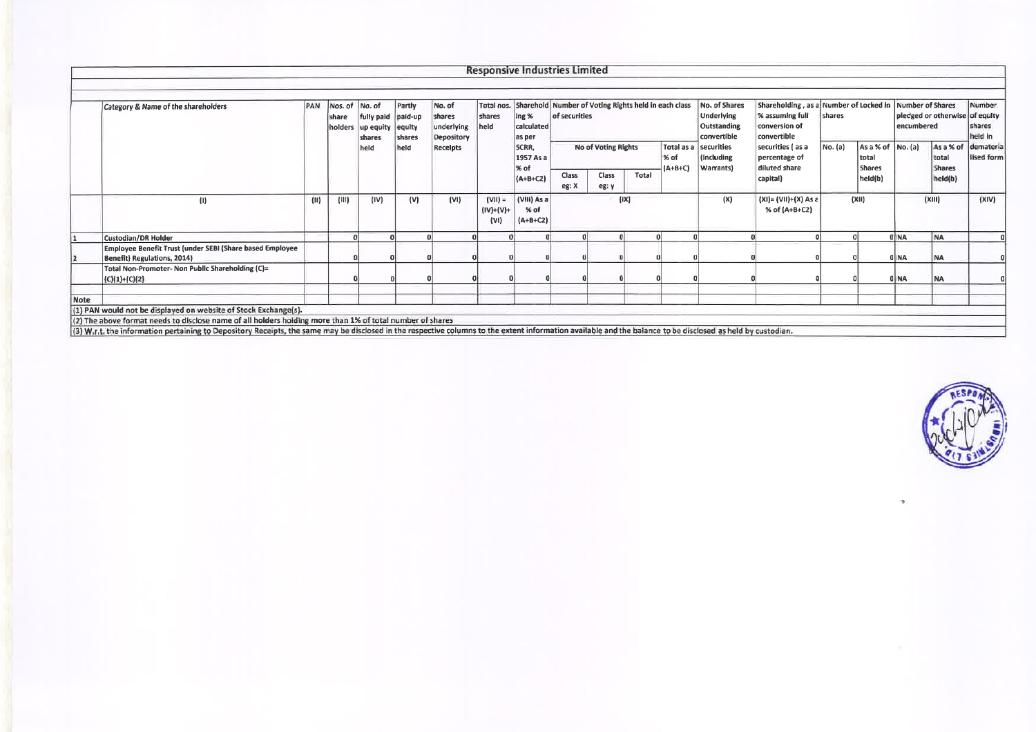# Responsive Industries Limited

| | Category & Name of the shareholders | PAN | Nos. of share holders | No. of fully paid up equity shares held | Partly paid-up equity shares held | No. of shares underlying Depository Receipts | Total nos. shares held | Shareholding % calculated as per SCRR, 1957 As a % of (A+B+C2) | Number of Voting Rights held in each class of securities | | | | No. of Shares Underlying Outstanding convertible securities (including Warrants) | Shareholding , as a % assuming full conversion of convertible securities ( as a percentage of diluted share capital) | Number of Locked in shares | | Number of Shares pledged or otherwise encumbered | | Number of equity shares held in dematerialised form |
|---|---|---|---|---|---|---|---|---|---|---|---|---|---|---|---|---|---|---|---|
| | | | | | | | | | No of Voting Rights | | | Total as a % of (A+B+C) | | | No. (a) | As a % of total Shares held(b) | No. (a) | As a % of total Shares held(b) | |
| | | | | | | | | | Class eg: X | Class eg: y | Total | | | | | | | | |
| | (I) | (II) | (III) | (IV) | (V) | (VI) | (VII) = (IV)+(V)+ (VI) | (VIII) As a % of (A+B+C2) | (IX) | | | | (X) | (XI)= (VII)+(X) As a % of (A+B+C2) | (XII) | | (XIII) | | (XIV) |
| 1 | Custodian/DR Holder | | 0 | 0 | 0 | 0 | 0 | 0 | 0 | 0 | 0 | 0 | 0 | 0 | 0 | 0 | NA | NA | 0 |
| 2 | Employee Benefit Trust (under SEBI (Share based Employee Benefit) Regulations, 2014) | | 0 | 0 | 0 | 0 | 0 | 0 | 0 | 0 | 0 | 0 | 0 | 0 | 0 | 0 | NA | NA | 0 |
| | Total Non-Promoter- Non Public Shareholding (C)= (C)(1)+(C)(2) | | 0 | 0 | 0 | 0 | 0 | 0 | 0 | 0 | 0 | 0 | 0 | 0 | 0 | 0 | NA | NA | 0 |

Note

(1) PAN would not be displayed on website of Stock Exchange(s).

(2) The above format needs to disclose name of all holders holding more than 1% of total number of shares

(3) W.r.t. the information pertaining to Depository Receipts, the same may be disclosed in the respective columns to the extent information available and the balance to be disclosed as held by custodian.